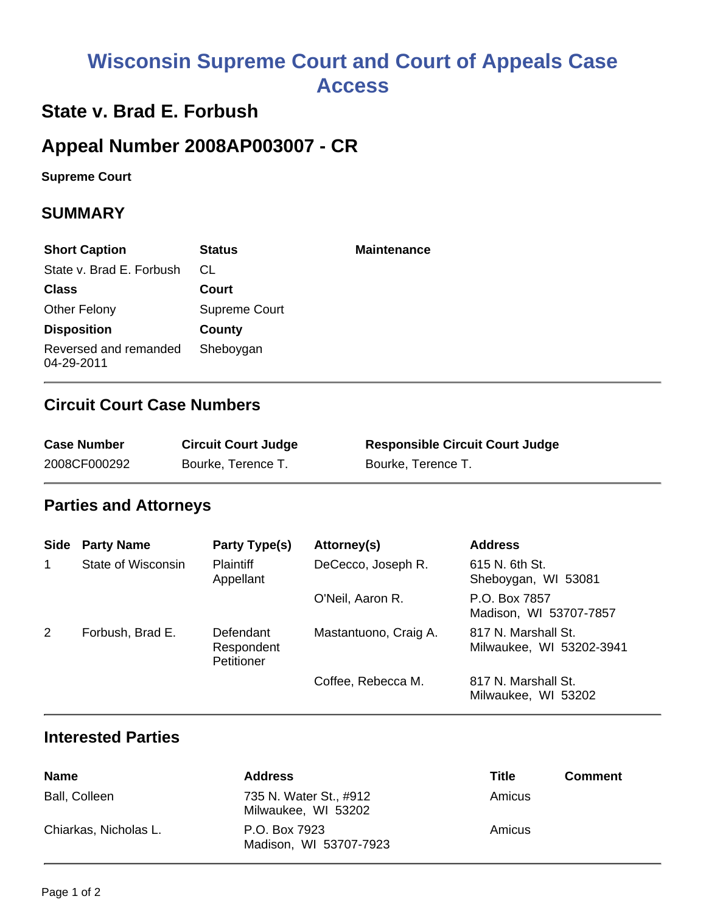# Wisconsin Supreme Court and Court of Appeals Case Access

## State v. Brad E. Forbush

## Appeal Number 2008AP003007 - CR

**Supreme Court**

## SUMMARY

| Short Caption | Status | Maintenance |
|---|---|---|
| State v. Brad E. Forbush | CL | |
| **Class** | **Court** | |
| Other Felony | Supreme Court | |
| **Disposition** | **County** | |
| Reversed and remanded 04-29-2011 | Sheboygan | |

## Circuit Court Case Numbers

| Case Number | Circuit Court Judge | Responsible Circuit Court Judge |
|---|---|---|
| 2008CF000292 | Bourke, Terence T. | Bourke, Terence T. |

## Parties and Attorneys

| Side | Party Name | Party Type(s) | Attorney(s) | Address |
|---|---|---|---|---|
| 1 | State of Wisconsin | Plaintiff Appellant | DeCecco, Joseph R. | 615 N. 6th St. Sheboygan, WI 53081 |
| | | | O'Neil, Aaron R. | P.O. Box 7857 Madison, WI 53707-7857 |
| 2 | Forbush, Brad E. | Defendant Respondent Petitioner | Mastantuono, Craig A. | 817 N. Marshall St. Milwaukee, WI 53202-3941 |
| | | | Coffee, Rebecca M. | 817 N. Marshall St. Milwaukee, WI 53202 |

## Interested Parties

| Name | Address | Title | Comment |
|---|---|---|---|
| Ball, Colleen | 735 N. Water St., #912 Milwaukee, WI 53202 | Amicus | |
| Chiarkas, Nicholas L. | P.O. Box 7923 Madison, WI 53707-7923 | Amicus | |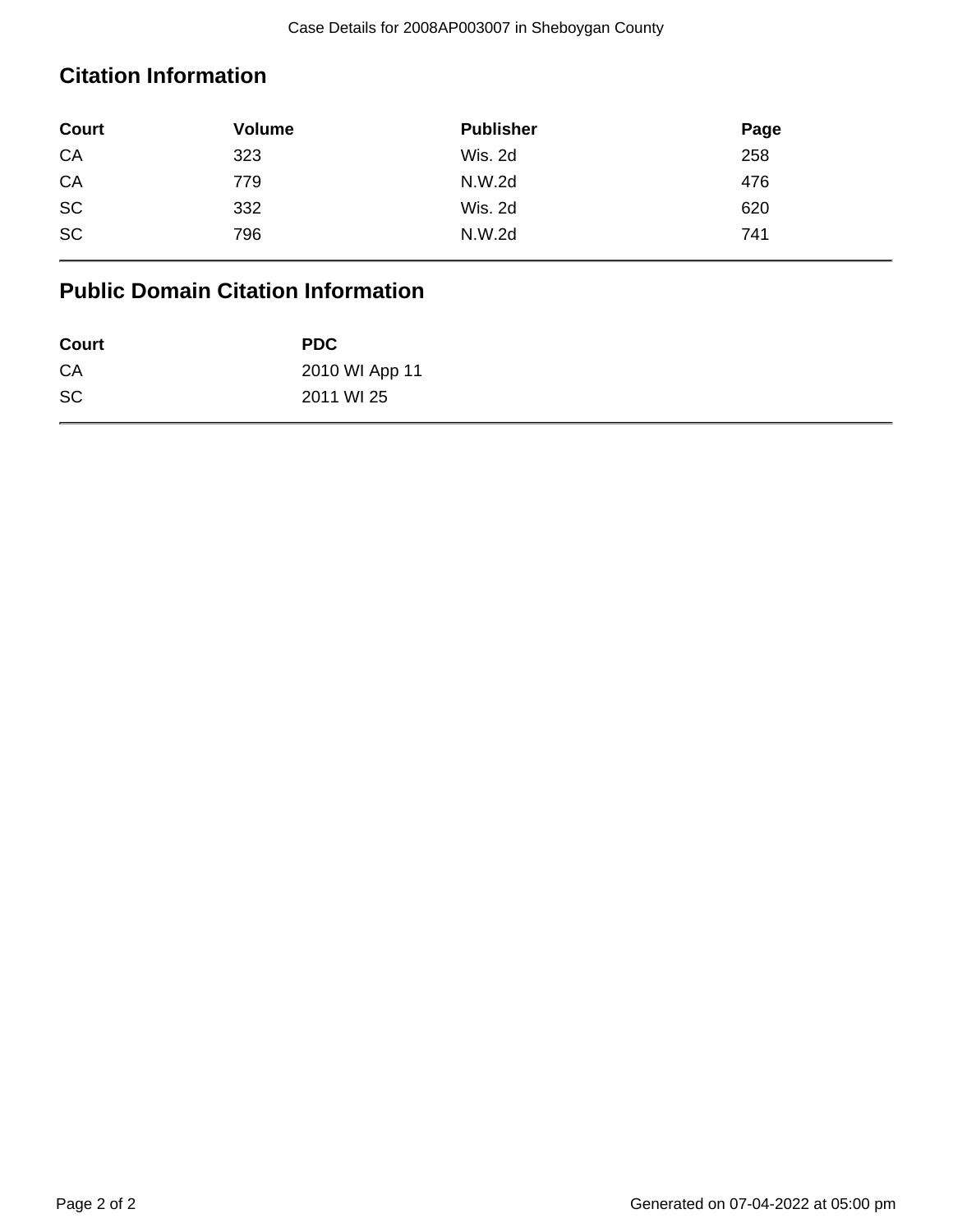## Citation Information

| Court | Volume | Publisher | Page |
|---|---|---|---|
| CA | 323 | Wis. 2d | 258 |
| CA | 779 | N.W.2d | 476 |
| SC | 332 | Wis. 2d | 620 |
| SC | 796 | N.W.2d | 741 |

## Public Domain Citation Information

| Court | PDC |
|---|---|
| CA | 2010 WI App 11 |
| SC | 2011 WI 25 |